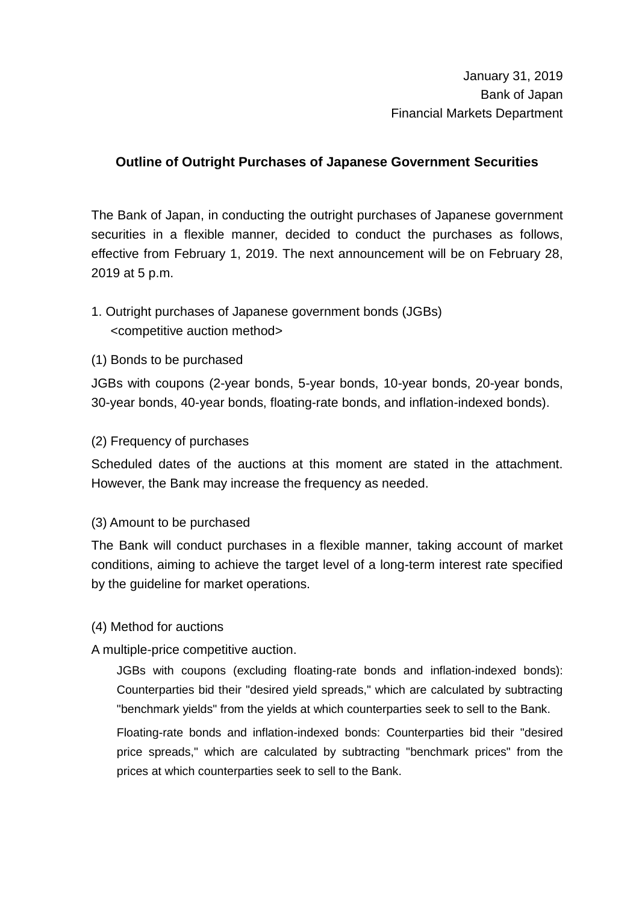January 31, 2019
Bank of Japan
Financial Markets Department

## Outline of Outright Purchases of Japanese Government Securities

The Bank of Japan, in conducting the outright purchases of Japanese government securities in a flexible manner, decided to conduct the purchases as follows, effective from February 1, 2019. The next announcement will be on February 28, 2019 at 5 p.m.

1. Outright purchases of Japanese government bonds (JGBs)
   <competitive auction method>

(1) Bonds to be purchased

JGBs with coupons (2-year bonds, 5-year bonds, 10-year bonds, 20-year bonds, 30-year bonds, 40-year bonds, floating-rate bonds, and inflation-indexed bonds).

(2) Frequency of purchases

Scheduled dates of the auctions at this moment are stated in the attachment. However, the Bank may increase the frequency as needed.

(3) Amount to be purchased

The Bank will conduct purchases in a flexible manner, taking account of market conditions, aiming to achieve the target level of a long-term interest rate specified by the guideline for market operations.

(4) Method for auctions

A multiple-price competitive auction.

JGBs with coupons (excluding floating-rate bonds and inflation-indexed bonds): Counterparties bid their "desired yield spreads," which are calculated by subtracting "benchmark yields" from the yields at which counterparties seek to sell to the Bank.

Floating-rate bonds and inflation-indexed bonds: Counterparties bid their "desired price spreads," which are calculated by subtracting "benchmark prices" from the prices at which counterparties seek to sell to the Bank.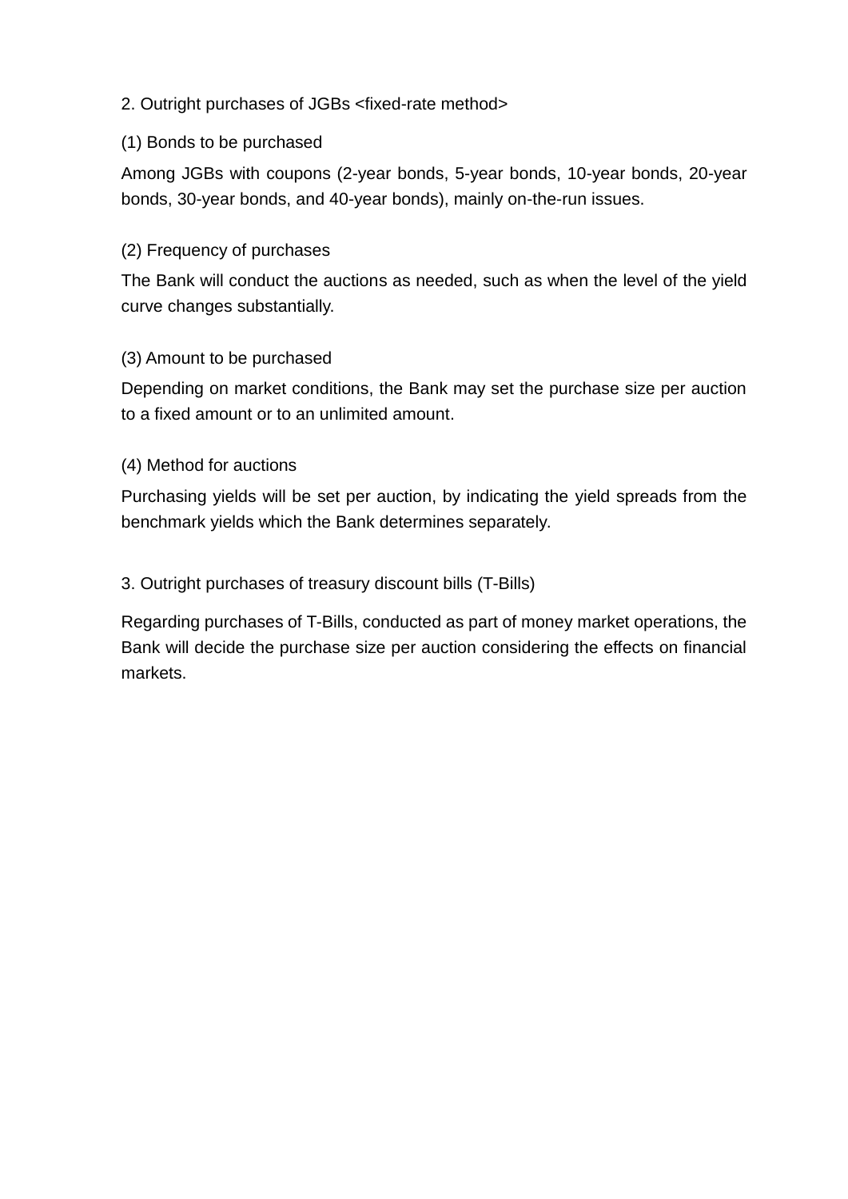2. Outright purchases of JGBs <fixed-rate method>

(1) Bonds to be purchased

Among JGBs with coupons (2-year bonds, 5-year bonds, 10-year bonds, 20-year bonds, 30-year bonds, and 40-year bonds), mainly on-the-run issues.

(2) Frequency of purchases

The Bank will conduct the auctions as needed, such as when the level of the yield curve changes substantially.

(3) Amount to be purchased

Depending on market conditions, the Bank may set the purchase size per auction to a fixed amount or to an unlimited amount.

(4) Method for auctions

Purchasing yields will be set per auction, by indicating the yield spreads from the benchmark yields which the Bank determines separately.

3. Outright purchases of treasury discount bills (T-Bills)

Regarding purchases of T-Bills, conducted as part of money market operations, the Bank will decide the purchase size per auction considering the effects on financial markets.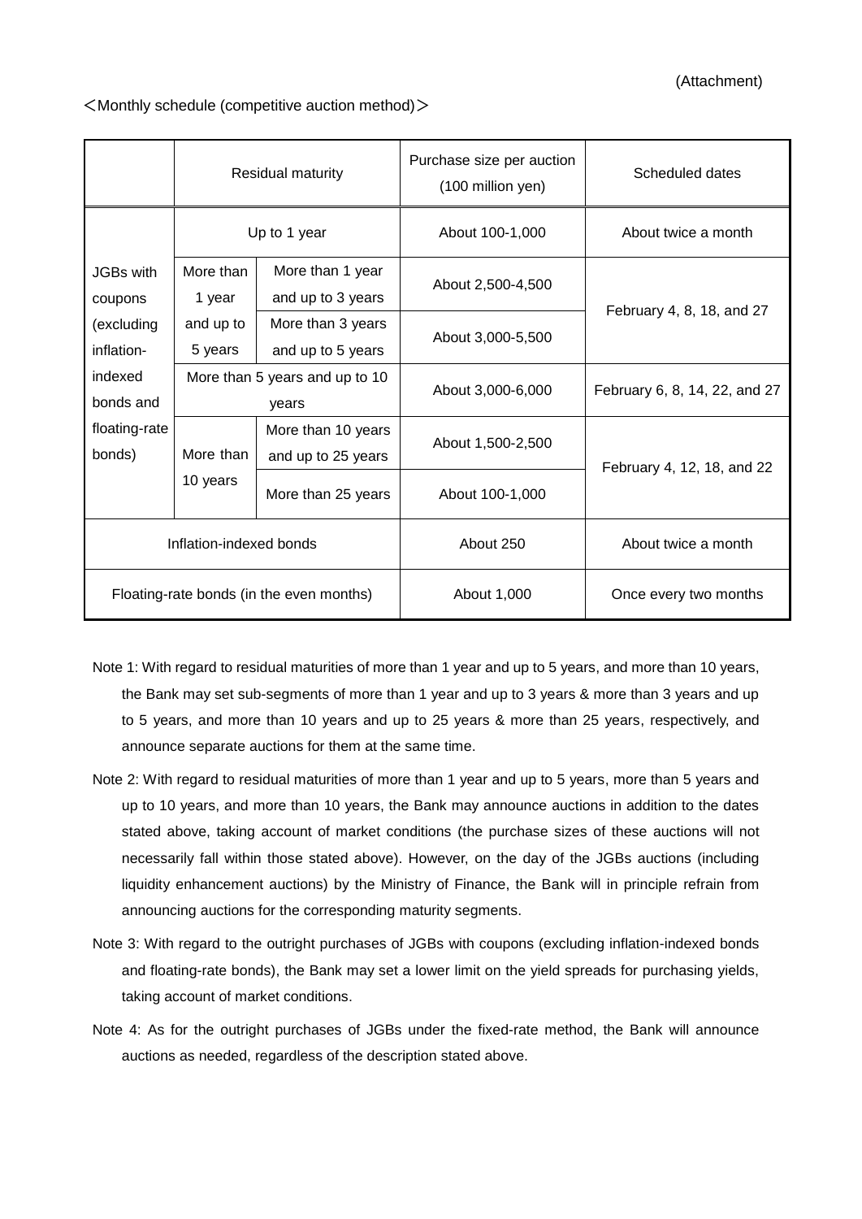(Attachment)

＜Monthly schedule (competitive auction method)＞

| | Residual maturity | | Purchase size per auction (100 million yen) | Scheduled dates |
|---|---|---|---|---|
| JGBs with coupons (excluding inflation-indexed bonds and floating-rate bonds) | Up to 1 year | | About 100-1,000 | About twice a month |
| | More than 1 year and up to 5 years | More than 1 year and up to 3 years | About 2,500-4,500 | February 4, 8, 18, and 27 |
| | | More than 3 years and up to 5 years | About 3,000-5,500 | |
| | More than 5 years and up to 10 years | | About 3,000-6,000 | February 6, 8, 14, 22, and 27 |
| | More than 10 years | More than 10 years and up to 25 years | About 1,500-2,500 | February 4, 12, 18, and 22 |
| | | More than 25 years | About 100-1,000 | |
| Inflation-indexed bonds | | | About 250 | About twice a month |
| Floating-rate bonds (in the even months) | | | About 1,000 | Once every two months |

Note 1: With regard to residual maturities of more than 1 year and up to 5 years, and more than 10 years, the Bank may set sub-segments of more than 1 year and up to 3 years & more than 3 years and up to 5 years, and more than 10 years and up to 25 years & more than 25 years, respectively, and announce separate auctions for them at the same time.

Note 2: With regard to residual maturities of more than 1 year and up to 5 years, more than 5 years and up to 10 years, and more than 10 years, the Bank may announce auctions in addition to the dates stated above, taking account of market conditions (the purchase sizes of these auctions will not necessarily fall within those stated above). However, on the day of the JGBs auctions (including liquidity enhancement auctions) by the Ministry of Finance, the Bank will in principle refrain from announcing auctions for the corresponding maturity segments.

Note 3: With regard to the outright purchases of JGBs with coupons (excluding inflation-indexed bonds and floating-rate bonds), the Bank may set a lower limit on the yield spreads for purchasing yields, taking account of market conditions.

Note 4: As for the outright purchases of JGBs under the fixed-rate method, the Bank will announce auctions as needed, regardless of the description stated above.